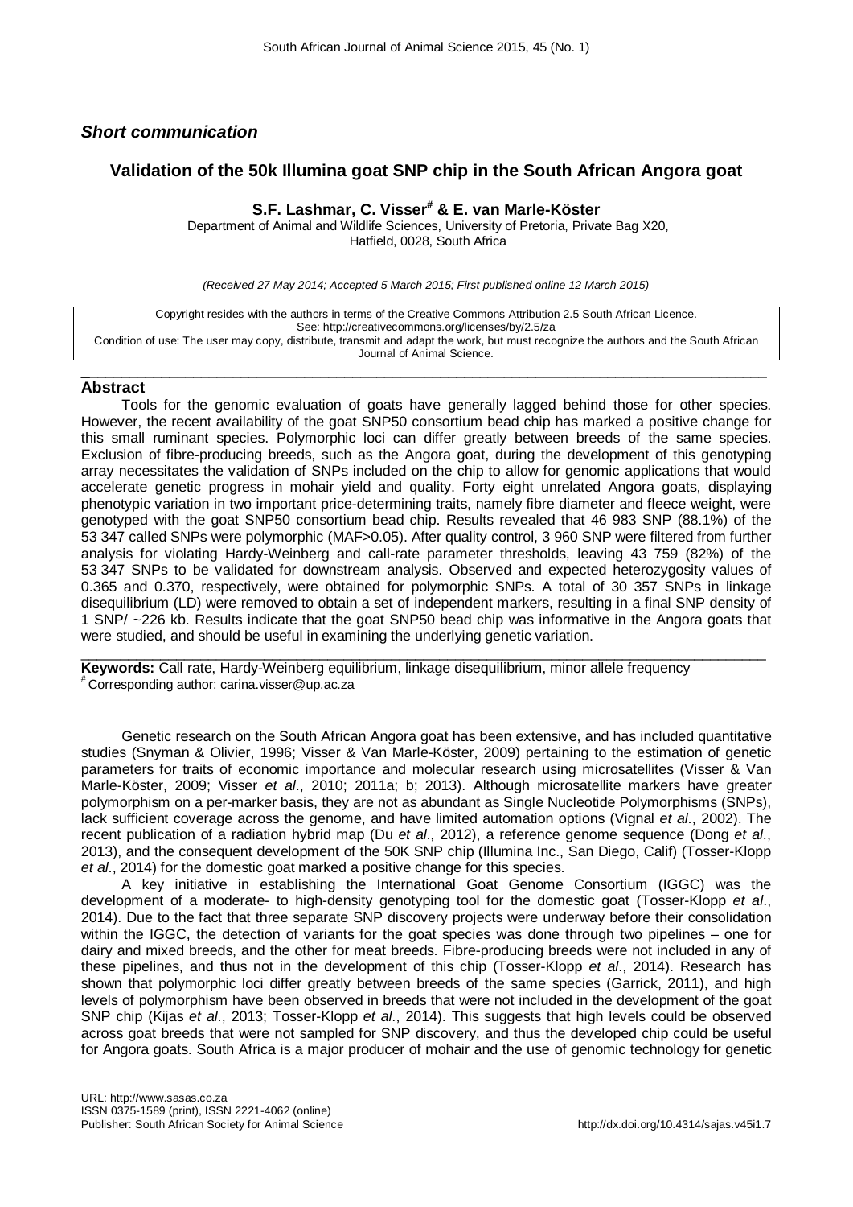*Short communication*

## Validation of the 50k Illumina goat SNP chip in the South African Angora goat

**S.F. Lashmar, C. Visser[#] & E. van Marle-Köster**

Department of Animal and Wildlife Sciences, University of Pretoria, Private Bag X20, Hatfield, 0028, South Africa

*(Received 27 May 2014; Accepted 5 March 2015; First published online 12 March 2015)*

Copyright resides with the authors in terms of the Creative Commons Attribution 2.5 South African Licence.
See: http://creativecommons.org/licenses/by/2.5/za
Condition of use: The user may copy, distribute, transmit and adapt the work, but must recognize the authors and the South African Journal of Animal Science.

### Abstract

Tools for the genomic evaluation of goats have generally lagged behind those for other species. However, the recent availability of the goat SNP50 consortium bead chip has marked a positive change for this small ruminant species. Polymorphic loci can differ greatly between breeds of the same species. Exclusion of fibre-producing breeds, such as the Angora goat, during the development of this genotyping array necessitates the validation of SNPs included on the chip to allow for genomic applications that would accelerate genetic progress in mohair yield and quality. Forty eight unrelated Angora goats, displaying phenotypic variation in two important price-determining traits, namely fibre diameter and fleece weight, were genotyped with the goat SNP50 consortium bead chip. Results revealed that 46 983 SNP (88.1%) of the 53 347 called SNPs were polymorphic (MAF>0.05). After quality control, 3 960 SNP were filtered from further analysis for violating Hardy-Weinberg and call-rate parameter thresholds, leaving 43 759 (82%) of the 53 347 SNPs to be validated for downstream analysis. Observed and expected heterozygosity values of 0.365 and 0.370, respectively, were obtained for polymorphic SNPs. A total of 30 357 SNPs in linkage disequilibrium (LD) were removed to obtain a set of independent markers, resulting in a final SNP density of 1 SNP/ ~226 kb. Results indicate that the goat SNP50 bead chip was informative in the Angora goats that were studied, and should be useful in examining the underlying genetic variation.

**Keywords:** Call rate, Hardy-Weinberg equilibrium, linkage disequilibrium, minor allele frequency

[#] Corresponding author: carina.visser@up.ac.za

Genetic research on the South African Angora goat has been extensive, and has included quantitative studies (Snyman & Olivier, 1996; Visser & Van Marle-Köster, 2009) pertaining to the estimation of genetic parameters for traits of economic importance and molecular research using microsatellites (Visser & Van Marle-Köster, 2009; Visser *et al*., 2010; 2011a; b; 2013). Although microsatellite markers have greater polymorphism on a per-marker basis, they are not as abundant as Single Nucleotide Polymorphisms (SNPs), lack sufficient coverage across the genome, and have limited automation options (Vignal *et al*., 2002). The recent publication of a radiation hybrid map (Du *et al*., 2012), a reference genome sequence (Dong *et al*., 2013), and the consequent development of the 50K SNP chip (Illumina Inc., San Diego, Calif) (Tosser-Klopp *et al*., 2014) for the domestic goat marked a positive change for this species.

A key initiative in establishing the International Goat Genome Consortium (IGGC) was the development of a moderate- to high-density genotyping tool for the domestic goat (Tosser-Klopp *et al*., 2014). Due to the fact that three separate SNP discovery projects were underway before their consolidation within the IGGC, the detection of variants for the goat species was done through two pipelines – one for dairy and mixed breeds, and the other for meat breeds. Fibre-producing breeds were not included in any of these pipelines, and thus not in the development of this chip (Tosser-Klopp *et al*., 2014). Research has shown that polymorphic loci differ greatly between breeds of the same species (Garrick, 2011), and high levels of polymorphism have been observed in breeds that were not included in the development of the goat SNP chip (Kijas *et al*., 2013; Tosser-Klopp *et al*., 2014). This suggests that high levels could be observed across goat breeds that were not sampled for SNP discovery, and thus the developed chip could be useful for Angora goats. South Africa is a major producer of mohair and the use of genomic technology for genetic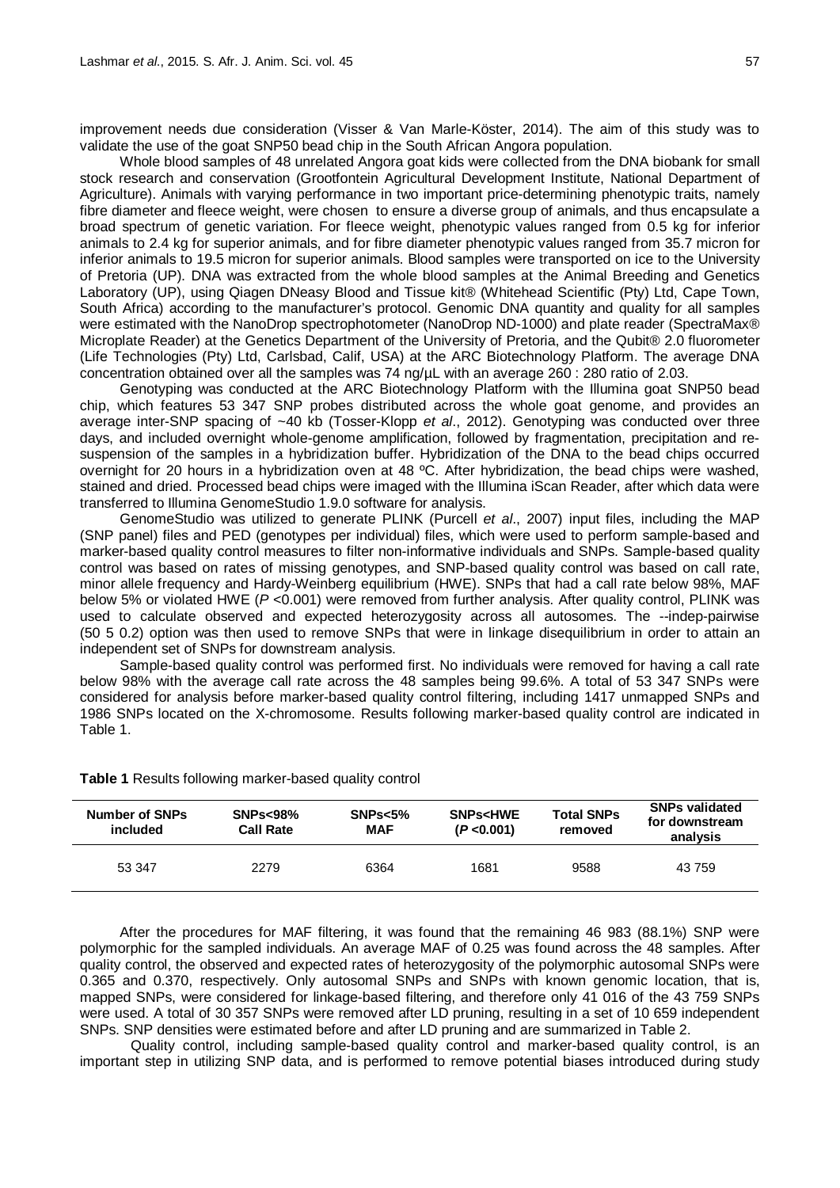improvement needs due consideration (Visser & Van Marle-Köster, 2014). The aim of this study was to validate the use of the goat SNP50 bead chip in the South African Angora population.

Whole blood samples of 48 unrelated Angora goat kids were collected from the DNA biobank for small stock research and conservation (Grootfontein Agricultural Development Institute, National Department of Agriculture). Animals with varying performance in two important price-determining phenotypic traits, namely fibre diameter and fleece weight, were chosen to ensure a diverse group of animals, and thus encapsulate a broad spectrum of genetic variation. For fleece weight, phenotypic values ranged from 0.5 kg for inferior animals to 2.4 kg for superior animals, and for fibre diameter phenotypic values ranged from 35.7 micron for inferior animals to 19.5 micron for superior animals. Blood samples were transported on ice to the University of Pretoria (UP). DNA was extracted from the whole blood samples at the Animal Breeding and Genetics Laboratory (UP), using Qiagen DNeasy Blood and Tissue kit® (Whitehead Scientific (Pty) Ltd, Cape Town, South Africa) according to the manufacturer's protocol. Genomic DNA quantity and quality for all samples were estimated with the NanoDrop spectrophotometer (NanoDrop ND-1000) and plate reader (SpectraMax® Microplate Reader) at the Genetics Department of the University of Pretoria, and the Qubit® 2.0 fluorometer (Life Technologies (Pty) Ltd, Carlsbad, Calif, USA) at the ARC Biotechnology Platform. The average DNA concentration obtained over all the samples was 74 ng/µL with an average 260 : 280 ratio of 2.03.

Genotyping was conducted at the ARC Biotechnology Platform with the Illumina goat SNP50 bead chip, which features 53 347 SNP probes distributed across the whole goat genome, and provides an average inter-SNP spacing of ~40 kb (Tosser-Klopp *et al*., 2012). Genotyping was conducted over three days, and included overnight whole-genome amplification, followed by fragmentation, precipitation and re-suspension of the samples in a hybridization buffer. Hybridization of the DNA to the bead chips occurred overnight for 20 hours in a hybridization oven at 48 ºC. After hybridization, the bead chips were washed, stained and dried. Processed bead chips were imaged with the Illumina iScan Reader, after which data were transferred to Illumina GenomeStudio 1.9.0 software for analysis.

GenomeStudio was utilized to generate PLINK (Purcell *et al*., 2007) input files, including the MAP (SNP panel) files and PED (genotypes per individual) files, which were used to perform sample-based and marker-based quality control measures to filter non-informative individuals and SNPs. Sample-based quality control was based on rates of missing genotypes, and SNP-based quality control was based on call rate, minor allele frequency and Hardy-Weinberg equilibrium (HWE). SNPs that had a call rate below 98%, MAF below 5% or violated HWE ($P$ <0.001) were removed from further analysis. After quality control, PLINK was used to calculate observed and expected heterozygosity across all autosomes. The --indep-pairwise (50 5 0.2) option was then used to remove SNPs that were in linkage disequilibrium in order to attain an independent set of SNPs for downstream analysis.

Sample-based quality control was performed first. No individuals were removed for having a call rate below 98% with the average call rate across the 48 samples being 99.6%. A total of 53 347 SNPs were considered for analysis before marker-based quality control filtering, including 1417 unmapped SNPs and 1986 SNPs located on the X-chromosome. Results following marker-based quality control are indicated in Table 1.

**Table 1** Results following marker-based quality control

| Number of SNPs included | SNPs<98% Call Rate | SNPs<5% MAF | SNPs<HWE ($P$ <0.001) | Total SNPs removed | SNPs validated for downstream analysis |
|---|---|---|---|---|---|
| 53 347 | 2279 | 6364 | 1681 | 9588 | 43 759 |

After the procedures for MAF filtering, it was found that the remaining 46 983 (88.1%) SNP were polymorphic for the sampled individuals. An average MAF of 0.25 was found across the 48 samples. After quality control, the observed and expected rates of heterozygosity of the polymorphic autosomal SNPs were 0.365 and 0.370, respectively. Only autosomal SNPs and SNPs with known genomic location, that is, mapped SNPs, were considered for linkage-based filtering, and therefore only 41 016 of the 43 759 SNPs were used. A total of 30 357 SNPs were removed after LD pruning, resulting in a set of 10 659 independent SNPs. SNP densities were estimated before and after LD pruning and are summarized in Table 2.

Quality control, including sample-based quality control and marker-based quality control, is an important step in utilizing SNP data, and is performed to remove potential biases introduced during study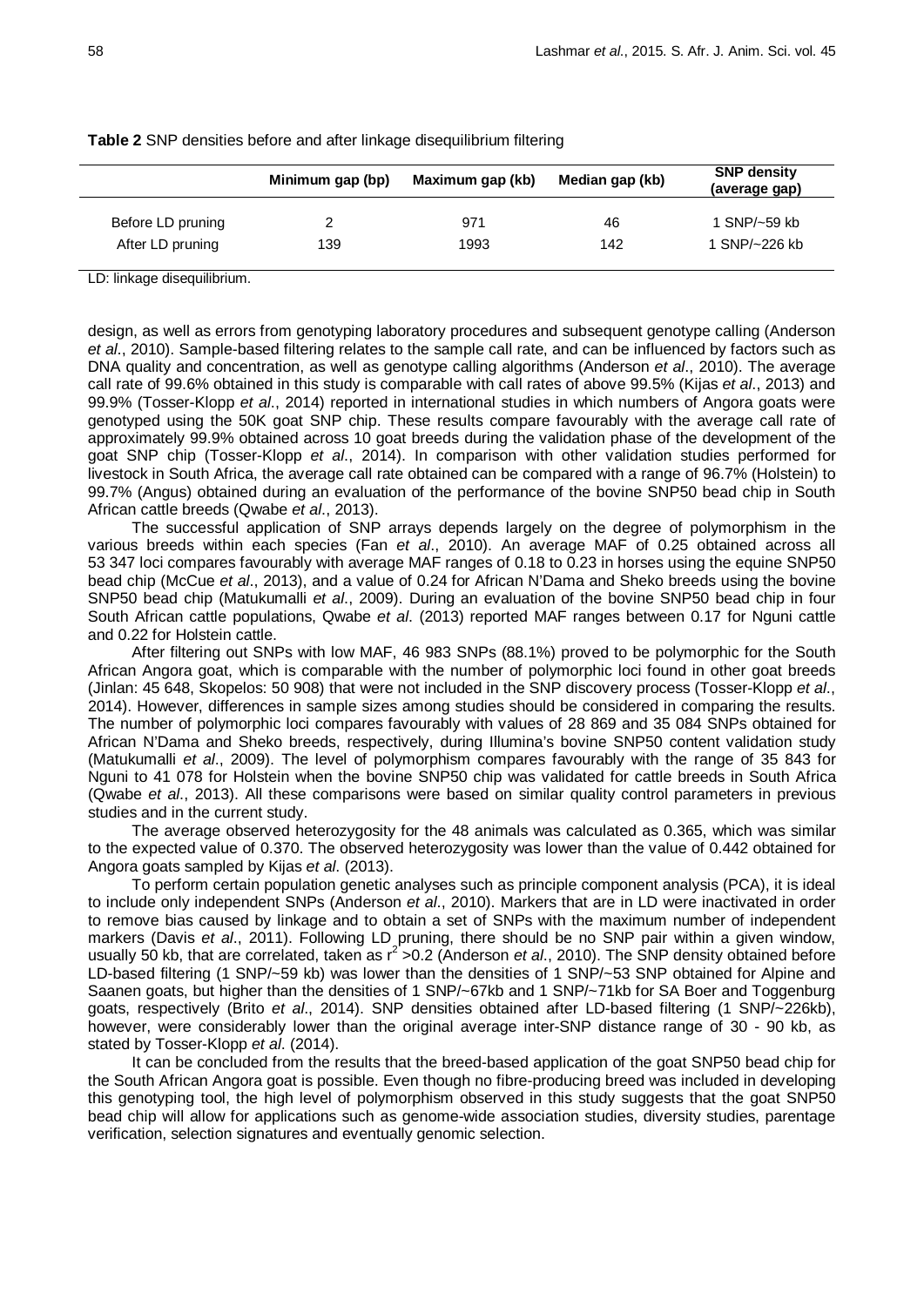**Table 2** SNP densities before and after linkage disequilibrium filtering

| | Minimum gap (bp) | Maximum gap (kb) | Median gap (kb) | SNP density (average gap) |
|---|---|---|---|---|
| Before LD pruning | 2 | 971 | 46 | 1 SNP/~59 kb |
| After LD pruning | 139 | 1993 | 142 | 1 SNP/~226 kb |

LD: linkage disequilibrium.

design, as well as errors from genotyping laboratory procedures and subsequent genotype calling (Anderson *et al*., 2010). Sample-based filtering relates to the sample call rate, and can be influenced by factors such as DNA quality and concentration, as well as genotype calling algorithms (Anderson *et al*., 2010). The average call rate of 99.6% obtained in this study is comparable with call rates of above 99.5% (Kijas *et al*., 2013) and 99.9% (Tosser-Klopp *et al*., 2014) reported in international studies in which numbers of Angora goats were genotyped using the 50K goat SNP chip. These results compare favourably with the average call rate of approximately 99.9% obtained across 10 goat breeds during the validation phase of the development of the goat SNP chip (Tosser-Klopp *et al*., 2014). In comparison with other validation studies performed for livestock in South Africa, the average call rate obtained can be compared with a range of 96.7% (Holstein) to 99.7% (Angus) obtained during an evaluation of the performance of the bovine SNP50 bead chip in South African cattle breeds (Qwabe *et al*., 2013).

The successful application of SNP arrays depends largely on the degree of polymorphism in the various breeds within each species (Fan *et al*., 2010). An average MAF of 0.25 obtained across all 53 347 loci compares favourably with average MAF ranges of 0.18 to 0.23 in horses using the equine SNP50 bead chip (McCue *et al*., 2013), and a value of 0.24 for African N'Dama and Sheko breeds using the bovine SNP50 bead chip (Matukumalli *et al*., 2009). During an evaluation of the bovine SNP50 bead chip in four South African cattle populations, Qwabe *et al*. (2013) reported MAF ranges between 0.17 for Nguni cattle and 0.22 for Holstein cattle.

After filtering out SNPs with low MAF, 46 983 SNPs (88.1%) proved to be polymorphic for the South African Angora goat, which is comparable with the number of polymorphic loci found in other goat breeds (Jinlan: 45 648, Skopelos: 50 908) that were not included in the SNP discovery process (Tosser-Klopp *et al*., 2014). However, differences in sample sizes among studies should be considered in comparing the results. The number of polymorphic loci compares favourably with values of 28 869 and 35 084 SNPs obtained for African N'Dama and Sheko breeds, respectively, during Illumina's bovine SNP50 content validation study (Matukumalli *et al*., 2009). The level of polymorphism compares favourably with the range of 35 843 for Nguni to 41 078 for Holstein when the bovine SNP50 chip was validated for cattle breeds in South Africa (Qwabe *et al*., 2013). All these comparisons were based on similar quality control parameters in previous studies and in the current study.

The average observed heterozygosity for the 48 animals was calculated as 0.365, which was similar to the expected value of 0.370. The observed heterozygosity was lower than the value of 0.442 obtained for Angora goats sampled by Kijas *et al*. (2013).

To perform certain population genetic analyses such as principle component analysis (PCA), it is ideal to include only independent SNPs (Anderson *et al*., 2010). Markers that are in LD were inactivated in order to remove bias caused by linkage and to obtain a set of SNPs with the maximum number of independent markers (Davis *et al*., 2011). Following LD pruning, there should be no SNP pair within a given window, usually 50 kb, that are correlated, taken as $r^2$ >0.2 (Anderson *et al*., 2010). The SNP density obtained before LD-based filtering (1 SNP/~59 kb) was lower than the densities of 1 SNP/~53 SNP obtained for Alpine and Saanen goats, but higher than the densities of 1 SNP/~67kb and 1 SNP/~71kb for SA Boer and Toggenburg goats, respectively (Brito *et al*., 2014). SNP densities obtained after LD-based filtering (1 SNP/~226kb), however, were considerably lower than the original average inter-SNP distance range of 30 - 90 kb, as stated by Tosser-Klopp *et al*. (2014).

It can be concluded from the results that the breed-based application of the goat SNP50 bead chip for the South African Angora goat is possible. Even though no fibre-producing breed was included in developing this genotyping tool, the high level of polymorphism observed in this study suggests that the goat SNP50 bead chip will allow for applications such as genome-wide association studies, diversity studies, parentage verification, selection signatures and eventually genomic selection.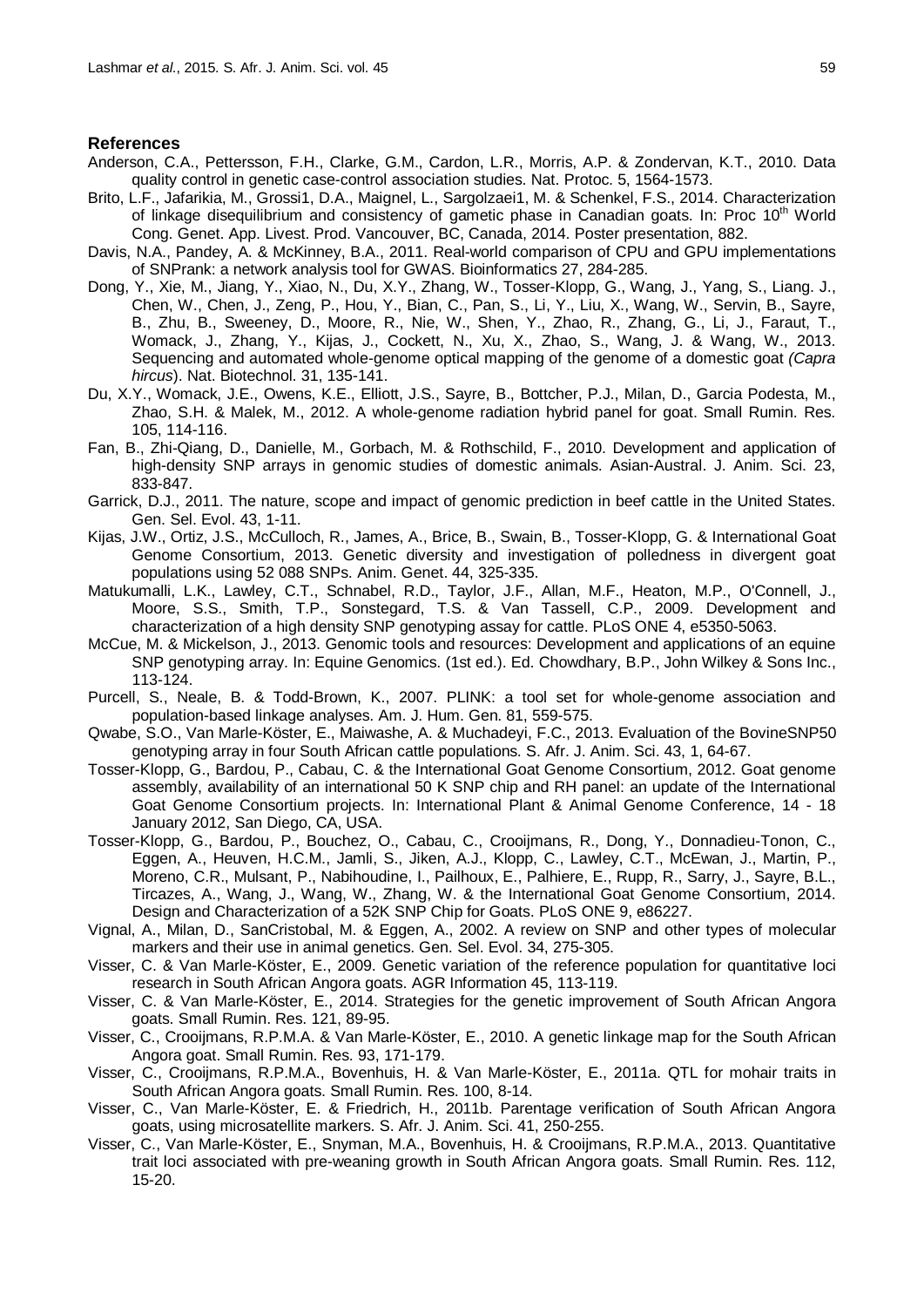## References

Anderson, C.A., Pettersson, F.H., Clarke, G.M., Cardon, L.R., Morris, A.P. & Zondervan, K.T., 2010. Data quality control in genetic case-control association studies. Nat. Protoc. 5, 1564-1573.

Brito, L.F., Jafarikia, M., Grossi1, D.A., Maignel, L., Sargolzaei1, M. & Schenkel, F.S., 2014. Characterization of linkage disequilibrium and consistency of gametic phase in Canadian goats. In: Proc 10th World Cong. Genet. App. Livest. Prod. Vancouver, BC, Canada, 2014. Poster presentation, 882.

Davis, N.A., Pandey, A. & McKinney, B.A., 2011. Real-world comparison of CPU and GPU implementations of SNPrank: a network analysis tool for GWAS. Bioinformatics 27, 284-285.

Dong, Y., Xie, M., Jiang, Y., Xiao, N., Du, X.Y., Zhang, W., Tosser-Klopp, G., Wang, J., Yang, S., Liang. J., Chen, W., Chen, J., Zeng, P., Hou, Y., Bian, C., Pan, S., Li, Y., Liu, X., Wang, W., Servin, B., Sayre, B., Zhu, B., Sweeney, D., Moore, R., Nie, W., Shen, Y., Zhao, R., Zhang, G., Li, J., Faraut, T., Womack, J., Zhang, Y., Kijas, J., Cockett, N., Xu, X., Zhao, S., Wang, J. & Wang, W., 2013. Sequencing and automated whole-genome optical mapping of the genome of a domestic goat *(Capra hircus*). Nat. Biotechnol. 31, 135-141.

Du, X.Y., Womack, J.E., Owens, K.E., Elliott, J.S., Sayre, B., Bottcher, P.J., Milan, D., Garcia Podesta, M., Zhao, S.H. & Malek, M., 2012. A whole-genome radiation hybrid panel for goat. Small Rumin. Res. 105, 114-116.

Fan, B., Zhi-Qiang, D., Danielle, M., Gorbach, M. & Rothschild, F., 2010. Development and application of high-density SNP arrays in genomic studies of domestic animals. Asian-Austral. J. Anim. Sci. 23, 833-847.

Garrick, D.J., 2011. The nature, scope and impact of genomic prediction in beef cattle in the United States. Gen. Sel. Evol. 43, 1-11.

Kijas, J.W., Ortiz, J.S., McCulloch, R., James, A., Brice, B., Swain, B., Tosser-Klopp, G. & International Goat Genome Consortium, 2013. Genetic diversity and investigation of polledness in divergent goat populations using 52 088 SNPs. Anim. Genet. 44, 325-335.

Matukumalli, L.K., Lawley, C.T., Schnabel, R.D., Taylor, J.F., Allan, M.F., Heaton, M.P., O'Connell, J., Moore, S.S., Smith, T.P., Sonstegard, T.S. & Van Tassell, C.P., 2009. Development and characterization of a high density SNP genotyping assay for cattle. PLoS ONE 4, e5350-5063.

McCue, M. & Mickelson, J., 2013. Genomic tools and resources: Development and applications of an equine SNP genotyping array. In: Equine Genomics. (1st ed.). Ed. Chowdhary, B.P., John Wilkey & Sons Inc., 113-124.

Purcell, S., Neale, B. & Todd-Brown, K., 2007. PLINK: a tool set for whole-genome association and population-based linkage analyses. Am. J. Hum. Gen. 81, 559-575.

Qwabe, S.O., Van Marle-Köster, E., Maiwashe, A. & Muchadeyi, F.C., 2013. Evaluation of the BovineSNP50 genotyping array in four South African cattle populations. S. Afr. J. Anim. Sci. 43, 1, 64-67.

Tosser-Klopp, G., Bardou, P., Cabau, C. & the International Goat Genome Consortium, 2012. Goat genome assembly, availability of an international 50 K SNP chip and RH panel: an update of the International Goat Genome Consortium projects. In: International Plant & Animal Genome Conference, 14 - 18 January 2012, San Diego, CA, USA.

Tosser-Klopp, G., Bardou, P., Bouchez, O., Cabau, C., Crooijmans, R., Dong, Y., Donnadieu-Tonon, C., Eggen, A., Heuven, H.C.M., Jamli, S., Jiken, A.J., Klopp, C., Lawley, C.T., McEwan, J., Martin, P., Moreno, C.R., Mulsant, P., Nabihoudine, I., Pailhoux, E., Palhiere, E., Rupp, R., Sarry, J., Sayre, B.L., Tircazes, A., Wang, J., Wang, W., Zhang, W. & the International Goat Genome Consortium, 2014. Design and Characterization of a 52K SNP Chip for Goats. PLoS ONE 9, e86227.

Vignal, A., Milan, D., SanCristobal, M. & Eggen, A., 2002. A review on SNP and other types of molecular markers and their use in animal genetics. Gen. Sel. Evol. 34, 275-305.

Visser, C. & Van Marle-Köster, E., 2009. Genetic variation of the reference population for quantitative loci research in South African Angora goats. AGR Information 45, 113-119.

Visser, C. & Van Marle-Köster, E., 2014. Strategies for the genetic improvement of South African Angora goats. Small Rumin. Res. 121, 89-95.

Visser, C., Crooijmans, R.P.M.A. & Van Marle-Köster, E., 2010. A genetic linkage map for the South African Angora goat. Small Rumin. Res. 93, 171-179.

Visser, C., Crooijmans, R.P.M.A., Bovenhuis, H. & Van Marle-Köster, E., 2011a. QTL for mohair traits in South African Angora goats. Small Rumin. Res. 100, 8-14.

Visser, C., Van Marle-Köster, E. & Friedrich, H., 2011b. Parentage verification of South African Angora goats, using microsatellite markers. S. Afr. J. Anim. Sci. 41, 250-255.

Visser, C., Van Marle-Köster, E., Snyman, M.A., Bovenhuis, H. & Crooijmans, R.P.M.A., 2013. Quantitative trait loci associated with pre-weaning growth in South African Angora goats. Small Rumin. Res. 112, 15-20.